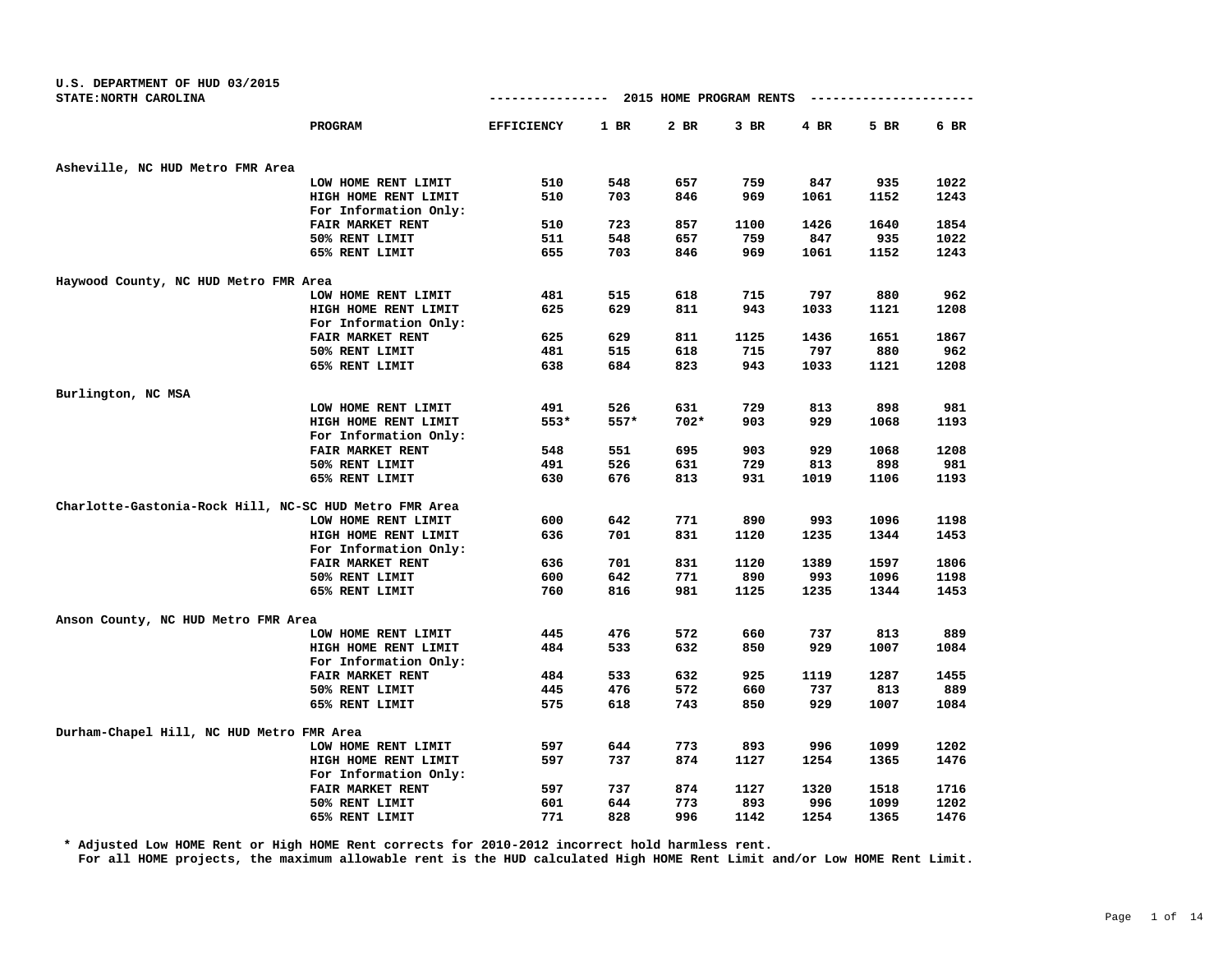U.S. DEPARTMENT OF HUD 03/2015
STATE:NORTH CAROLINA

## 2015 HOME PROGRAM RENTS

| | PROGRAM | EFFICIENCY | 1 BR | 2 BR | 3 BR | 4 BR | 5 BR | 6 BR |
|---|---|---|---|---|---|---|---|---|
| **Asheville, NC HUD Metro FMR Area** | | | | | | | | |
| | LOW HOME RENT LIMIT | 510 | 548 | 657 | 759 | 847 | 935 | 1022 |
| | HIGH HOME RENT LIMIT | 510 | 703 | 846 | 969 | 1061 | 1152 | 1243 |
| | For Information Only: | | | | | | | |
| | FAIR MARKET RENT | 510 | 723 | 857 | 1100 | 1426 | 1640 | 1854 |
| | 50% RENT LIMIT | 511 | 548 | 657 | 759 | 847 | 935 | 1022 |
| | 65% RENT LIMIT | 655 | 703 | 846 | 969 | 1061 | 1152 | 1243 |
| **Haywood County, NC HUD Metro FMR Area** | | | | | | | | |
| | LOW HOME RENT LIMIT | 481 | 515 | 618 | 715 | 797 | 880 | 962 |
| | HIGH HOME RENT LIMIT | 625 | 629 | 811 | 943 | 1033 | 1121 | 1208 |
| | For Information Only: | | | | | | | |
| | FAIR MARKET RENT | 625 | 629 | 811 | 1125 | 1436 | 1651 | 1867 |
| | 50% RENT LIMIT | 481 | 515 | 618 | 715 | 797 | 880 | 962 |
| | 65% RENT LIMIT | 638 | 684 | 823 | 943 | 1033 | 1121 | 1208 |
| **Burlington, NC MSA** | | | | | | | | |
| | LOW HOME RENT LIMIT | 491 | 526 | 631 | 729 | 813 | 898 | 981 |
| | HIGH HOME RENT LIMIT | 553* | 557* | 702* | 903 | 929 | 1068 | 1193 |
| | For Information Only: | | | | | | | |
| | FAIR MARKET RENT | 548 | 551 | 695 | 903 | 929 | 1068 | 1208 |
| | 50% RENT LIMIT | 491 | 526 | 631 | 729 | 813 | 898 | 981 |
| | 65% RENT LIMIT | 630 | 676 | 813 | 931 | 1019 | 1106 | 1193 |
| **Charlotte-Gastonia-Rock Hill, NC-SC HUD Metro FMR Area** | | | | | | | | |
| | LOW HOME RENT LIMIT | 600 | 642 | 771 | 890 | 993 | 1096 | 1198 |
| | HIGH HOME RENT LIMIT | 636 | 701 | 831 | 1120 | 1235 | 1344 | 1453 |
| | For Information Only: | | | | | | | |
| | FAIR MARKET RENT | 636 | 701 | 831 | 1120 | 1389 | 1597 | 1806 |
| | 50% RENT LIMIT | 600 | 642 | 771 | 890 | 993 | 1096 | 1198 |
| | 65% RENT LIMIT | 760 | 816 | 981 | 1125 | 1235 | 1344 | 1453 |
| **Anson County, NC HUD Metro FMR Area** | | | | | | | | |
| | LOW HOME RENT LIMIT | 445 | 476 | 572 | 660 | 737 | 813 | 889 |
| | HIGH HOME RENT LIMIT | 484 | 533 | 632 | 850 | 929 | 1007 | 1084 |
| | For Information Only: | | | | | | | |
| | FAIR MARKET RENT | 484 | 533 | 632 | 925 | 1119 | 1287 | 1455 |
| | 50% RENT LIMIT | 445 | 476 | 572 | 660 | 737 | 813 | 889 |
| | 65% RENT LIMIT | 575 | 618 | 743 | 850 | 929 | 1007 | 1084 |
| **Durham-Chapel Hill, NC HUD Metro FMR Area** | | | | | | | | |
| | LOW HOME RENT LIMIT | 597 | 644 | 773 | 893 | 996 | 1099 | 1202 |
| | HIGH HOME RENT LIMIT | 597 | 737 | 874 | 1127 | 1254 | 1365 | 1476 |
| | For Information Only: | | | | | | | |
| | FAIR MARKET RENT | 597 | 737 | 874 | 1127 | 1320 | 1518 | 1716 |
| | 50% RENT LIMIT | 601 | 644 | 773 | 893 | 996 | 1099 | 1202 |
| | 65% RENT LIMIT | 771 | 828 | 996 | 1142 | 1254 | 1365 | 1476 |

\* Adjusted Low HOME Rent or High HOME Rent corrects for 2010-2012 incorrect hold harmless rent.
For all HOME projects, the maximum allowable rent is the HUD calculated High HOME Rent Limit and/or Low HOME Rent Limit.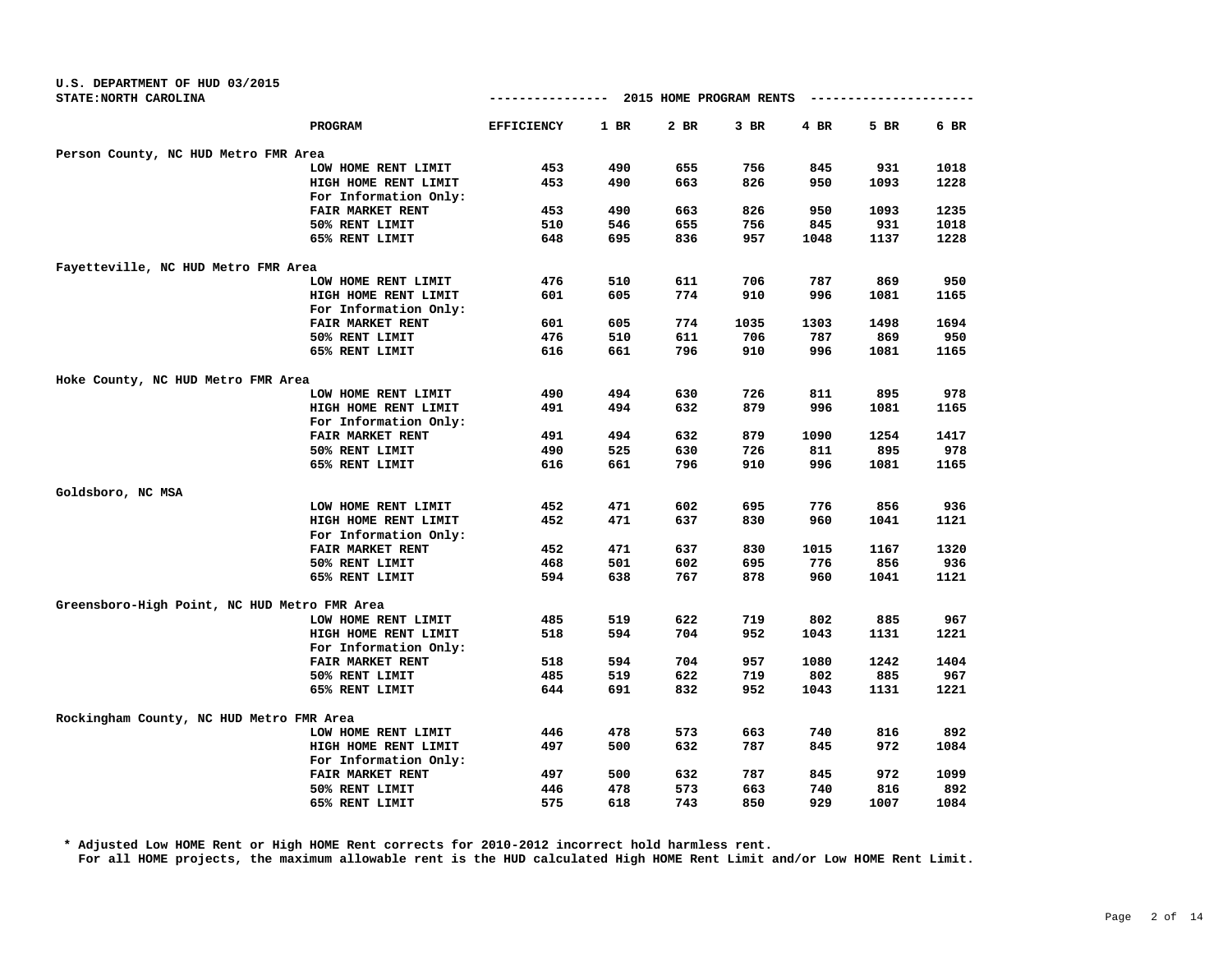U.S. DEPARTMENT OF HUD 03/2015
STATE:NORTH CAROLINA

--------------- 2015 HOME PROGRAM RENTS ---------------------

| | PROGRAM | EFFICIENCY | 1 BR | 2 BR | 3 BR | 4 BR | 5 BR | 6 BR |
|---|---|---|---|---|---|---|---|---|
| **Person County, NC HUD Metro FMR Area** | | | | | | | | |
| | LOW HOME RENT LIMIT | 453 | 490 | 655 | 756 | 845 | 931 | 1018 |
| | HIGH HOME RENT LIMIT | 453 | 490 | 663 | 826 | 950 | 1093 | 1228 |
| | For Information Only: | | | | | | | |
| | FAIR MARKET RENT | 453 | 490 | 663 | 826 | 950 | 1093 | 1235 |
| | 50% RENT LIMIT | 510 | 546 | 655 | 756 | 845 | 931 | 1018 |
| | 65% RENT LIMIT | 648 | 695 | 836 | 957 | 1048 | 1137 | 1228 |
| **Fayetteville, NC HUD Metro FMR Area** | | | | | | | | |
| | LOW HOME RENT LIMIT | 476 | 510 | 611 | 706 | 787 | 869 | 950 |
| | HIGH HOME RENT LIMIT | 601 | 605 | 774 | 910 | 996 | 1081 | 1165 |
| | For Information Only: | | | | | | | |
| | FAIR MARKET RENT | 601 | 605 | 774 | 1035 | 1303 | 1498 | 1694 |
| | 50% RENT LIMIT | 476 | 510 | 611 | 706 | 787 | 869 | 950 |
| | 65% RENT LIMIT | 616 | 661 | 796 | 910 | 996 | 1081 | 1165 |
| **Hoke County, NC HUD Metro FMR Area** | | | | | | | | |
| | LOW HOME RENT LIMIT | 490 | 494 | 630 | 726 | 811 | 895 | 978 |
| | HIGH HOME RENT LIMIT | 491 | 494 | 632 | 879 | 996 | 1081 | 1165 |
| | For Information Only: | | | | | | | |
| | FAIR MARKET RENT | 491 | 494 | 632 | 879 | 1090 | 1254 | 1417 |
| | 50% RENT LIMIT | 490 | 525 | 630 | 726 | 811 | 895 | 978 |
| | 65% RENT LIMIT | 616 | 661 | 796 | 910 | 996 | 1081 | 1165 |
| **Goldsboro, NC MSA** | | | | | | | | |
| | LOW HOME RENT LIMIT | 452 | 471 | 602 | 695 | 776 | 856 | 936 |
| | HIGH HOME RENT LIMIT | 452 | 471 | 637 | 830 | 960 | 1041 | 1121 |
| | For Information Only: | | | | | | | |
| | FAIR MARKET RENT | 452 | 471 | 637 | 830 | 1015 | 1167 | 1320 |
| | 50% RENT LIMIT | 468 | 501 | 602 | 695 | 776 | 856 | 936 |
| | 65% RENT LIMIT | 594 | 638 | 767 | 878 | 960 | 1041 | 1121 |
| **Greensboro-High Point, NC HUD Metro FMR Area** | | | | | | | | |
| | LOW HOME RENT LIMIT | 485 | 519 | 622 | 719 | 802 | 885 | 967 |
| | HIGH HOME RENT LIMIT | 518 | 594 | 704 | 952 | 1043 | 1131 | 1221 |
| | For Information Only: | | | | | | | |
| | FAIR MARKET RENT | 518 | 594 | 704 | 957 | 1080 | 1242 | 1404 |
| | 50% RENT LIMIT | 485 | 519 | 622 | 719 | 802 | 885 | 967 |
| | 65% RENT LIMIT | 644 | 691 | 832 | 952 | 1043 | 1131 | 1221 |
| **Rockingham County, NC HUD Metro FMR Area** | | | | | | | | |
| | LOW HOME RENT LIMIT | 446 | 478 | 573 | 663 | 740 | 816 | 892 |
| | HIGH HOME RENT LIMIT | 497 | 500 | 632 | 787 | 845 | 972 | 1084 |
| | For Information Only: | | | | | | | |
| | FAIR MARKET RENT | 497 | 500 | 632 | 787 | 845 | 972 | 1099 |
| | 50% RENT LIMIT | 446 | 478 | 573 | 663 | 740 | 816 | 892 |
| | 65% RENT LIMIT | 575 | 618 | 743 | 850 | 929 | 1007 | 1084 |

* Adjusted Low HOME Rent or High HOME Rent corrects for 2010-2012 incorrect hold harmless rent.
For all HOME projects, the maximum allowable rent is the HUD calculated High HOME Rent Limit and/or Low HOME Rent Limit.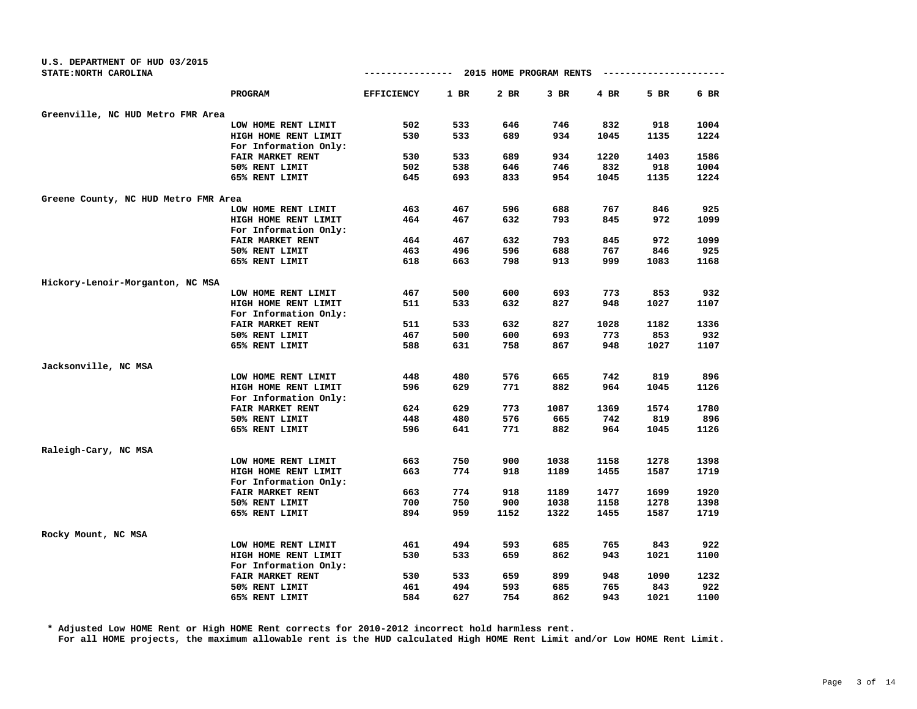U.S. DEPARTMENT OF HUD 03/2015
STATE:NORTH CAROLINA

## 2015 HOME PROGRAM RENTS

| | PROGRAM | EFFICIENCY | 1 BR | 2 BR | 3 BR | 4 BR | 5 BR | 6 BR |
|---|---|---|---|---|---|---|---|---|
| Greenville, NC HUD Metro FMR Area | | | | | | | | |
| | LOW HOME RENT LIMIT | 502 | 533 | 646 | 746 | 832 | 918 | 1004 |
| | HIGH HOME RENT LIMIT | 530 | 533 | 689 | 934 | 1045 | 1135 | 1224 |
| | For Information Only: | | | | | | | |
| | FAIR MARKET RENT | 530 | 533 | 689 | 934 | 1220 | 1403 | 1586 |
| | 50% RENT LIMIT | 502 | 538 | 646 | 746 | 832 | 918 | 1004 |
| | 65% RENT LIMIT | 645 | 693 | 833 | 954 | 1045 | 1135 | 1224 |
| Greene County, NC HUD Metro FMR Area | | | | | | | | |
| | LOW HOME RENT LIMIT | 463 | 467 | 596 | 688 | 767 | 846 | 925 |
| | HIGH HOME RENT LIMIT | 464 | 467 | 632 | 793 | 845 | 972 | 1099 |
| | For Information Only: | | | | | | | |
| | FAIR MARKET RENT | 464 | 467 | 632 | 793 | 845 | 972 | 1099 |
| | 50% RENT LIMIT | 463 | 496 | 596 | 688 | 767 | 846 | 925 |
| | 65% RENT LIMIT | 618 | 663 | 798 | 913 | 999 | 1083 | 1168 |
| Hickory-Lenoir-Morganton, NC MSA | | | | | | | | |
| | LOW HOME RENT LIMIT | 467 | 500 | 600 | 693 | 773 | 853 | 932 |
| | HIGH HOME RENT LIMIT | 511 | 533 | 632 | 827 | 948 | 1027 | 1107 |
| | For Information Only: | | | | | | | |
| | FAIR MARKET RENT | 511 | 533 | 632 | 827 | 1028 | 1182 | 1336 |
| | 50% RENT LIMIT | 467 | 500 | 600 | 693 | 773 | 853 | 932 |
| | 65% RENT LIMIT | 588 | 631 | 758 | 867 | 948 | 1027 | 1107 |
| Jacksonville, NC MSA | | | | | | | | |
| | LOW HOME RENT LIMIT | 448 | 480 | 576 | 665 | 742 | 819 | 896 |
| | HIGH HOME RENT LIMIT | 596 | 629 | 771 | 882 | 964 | 1045 | 1126 |
| | For Information Only: | | | | | | | |
| | FAIR MARKET RENT | 624 | 629 | 773 | 1087 | 1369 | 1574 | 1780 |
| | 50% RENT LIMIT | 448 | 480 | 576 | 665 | 742 | 819 | 896 |
| | 65% RENT LIMIT | 596 | 641 | 771 | 882 | 964 | 1045 | 1126 |
| Raleigh-Cary, NC MSA | | | | | | | | |
| | LOW HOME RENT LIMIT | 663 | 750 | 900 | 1038 | 1158 | 1278 | 1398 |
| | HIGH HOME RENT LIMIT | 663 | 774 | 918 | 1189 | 1455 | 1587 | 1719 |
| | For Information Only: | | | | | | | |
| | FAIR MARKET RENT | 663 | 774 | 918 | 1189 | 1477 | 1699 | 1920 |
| | 50% RENT LIMIT | 700 | 750 | 900 | 1038 | 1158 | 1278 | 1398 |
| | 65% RENT LIMIT | 894 | 959 | 1152 | 1322 | 1455 | 1587 | 1719 |
| Rocky Mount, NC MSA | | | | | | | | |
| | LOW HOME RENT LIMIT | 461 | 494 | 593 | 685 | 765 | 843 | 922 |
| | HIGH HOME RENT LIMIT | 530 | 533 | 659 | 862 | 943 | 1021 | 1100 |
| | For Information Only: | | | | | | | |
| | FAIR MARKET RENT | 530 | 533 | 659 | 899 | 948 | 1090 | 1232 |
| | 50% RENT LIMIT | 461 | 494 | 593 | 685 | 765 | 843 | 922 |
| | 65% RENT LIMIT | 584 | 627 | 754 | 862 | 943 | 1021 | 1100 |

* Adjusted Low HOME Rent or High HOME Rent corrects for 2010-2012 incorrect hold harmless rent.
For all HOME projects, the maximum allowable rent is the HUD calculated High HOME Rent Limit and/or Low HOME Rent Limit.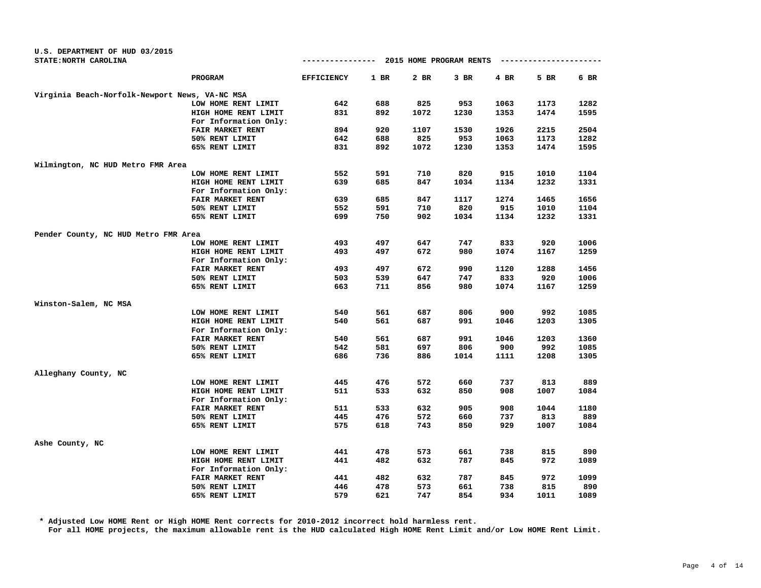U.S. DEPARTMENT OF HUD 03/2015
STATE:NORTH CAROLINA

## 2015 HOME PROGRAM RENTS

| | PROGRAM | EFFICIENCY | 1 BR | 2 BR | 3 BR | 4 BR | 5 BR | 6 BR |
|---|---|---|---|---|---|---|---|---|
| Virginia Beach-Norfolk-Newport News, VA-NC MSA | | | | | | | | |
| | LOW HOME RENT LIMIT | 642 | 688 | 825 | 953 | 1063 | 1173 | 1282 |
| | HIGH HOME RENT LIMIT | 831 | 892 | 1072 | 1230 | 1353 | 1474 | 1595 |
| | For Information Only: | | | | | | | |
| | FAIR MARKET RENT | 894 | 920 | 1107 | 1530 | 1926 | 2215 | 2504 |
| | 50% RENT LIMIT | 642 | 688 | 825 | 953 | 1063 | 1173 | 1282 |
| | 65% RENT LIMIT | 831 | 892 | 1072 | 1230 | 1353 | 1474 | 1595 |
| Wilmington, NC HUD Metro FMR Area | | | | | | | | |
| | LOW HOME RENT LIMIT | 552 | 591 | 710 | 820 | 915 | 1010 | 1104 |
| | HIGH HOME RENT LIMIT | 639 | 685 | 847 | 1034 | 1134 | 1232 | 1331 |
| | For Information Only: | | | | | | | |
| | FAIR MARKET RENT | 639 | 685 | 847 | 1117 | 1274 | 1465 | 1656 |
| | 50% RENT LIMIT | 552 | 591 | 710 | 820 | 915 | 1010 | 1104 |
| | 65% RENT LIMIT | 699 | 750 | 902 | 1034 | 1134 | 1232 | 1331 |
| Pender County, NC HUD Metro FMR Area | | | | | | | | |
| | LOW HOME RENT LIMIT | 493 | 497 | 647 | 747 | 833 | 920 | 1006 |
| | HIGH HOME RENT LIMIT | 493 | 497 | 672 | 980 | 1074 | 1167 | 1259 |
| | For Information Only: | | | | | | | |
| | FAIR MARKET RENT | 493 | 497 | 672 | 990 | 1120 | 1288 | 1456 |
| | 50% RENT LIMIT | 503 | 539 | 647 | 747 | 833 | 920 | 1006 |
| | 65% RENT LIMIT | 663 | 711 | 856 | 980 | 1074 | 1167 | 1259 |
| Winston-Salem, NC MSA | | | | | | | | |
| | LOW HOME RENT LIMIT | 540 | 561 | 687 | 806 | 900 | 992 | 1085 |
| | HIGH HOME RENT LIMIT | 540 | 561 | 687 | 991 | 1046 | 1203 | 1305 |
| | For Information Only: | | | | | | | |
| | FAIR MARKET RENT | 540 | 561 | 687 | 991 | 1046 | 1203 | 1360 |
| | 50% RENT LIMIT | 542 | 581 | 697 | 806 | 900 | 992 | 1085 |
| | 65% RENT LIMIT | 686 | 736 | 886 | 1014 | 1111 | 1208 | 1305 |
| Alleghany County, NC | | | | | | | | |
| | LOW HOME RENT LIMIT | 445 | 476 | 572 | 660 | 737 | 813 | 889 |
| | HIGH HOME RENT LIMIT | 511 | 533 | 632 | 850 | 908 | 1007 | 1084 |
| | For Information Only: | | | | | | | |
| | FAIR MARKET RENT | 511 | 533 | 632 | 905 | 908 | 1044 | 1180 |
| | 50% RENT LIMIT | 445 | 476 | 572 | 660 | 737 | 813 | 889 |
| | 65% RENT LIMIT | 575 | 618 | 743 | 850 | 929 | 1007 | 1084 |
| Ashe County, NC | | | | | | | | |
| | LOW HOME RENT LIMIT | 441 | 478 | 573 | 661 | 738 | 815 | 890 |
| | HIGH HOME RENT LIMIT | 441 | 482 | 632 | 787 | 845 | 972 | 1089 |
| | For Information Only: | | | | | | | |
| | FAIR MARKET RENT | 441 | 482 | 632 | 787 | 845 | 972 | 1099 |
| | 50% RENT LIMIT | 446 | 478 | 573 | 661 | 738 | 815 | 890 |
| | 65% RENT LIMIT | 579 | 621 | 747 | 854 | 934 | 1011 | 1089 |

* Adjusted Low HOME Rent or High HOME Rent corrects for 2010-2012 incorrect hold harmless rent.
For all HOME projects, the maximum allowable rent is the HUD calculated High HOME Rent Limit and/or Low HOME Rent Limit.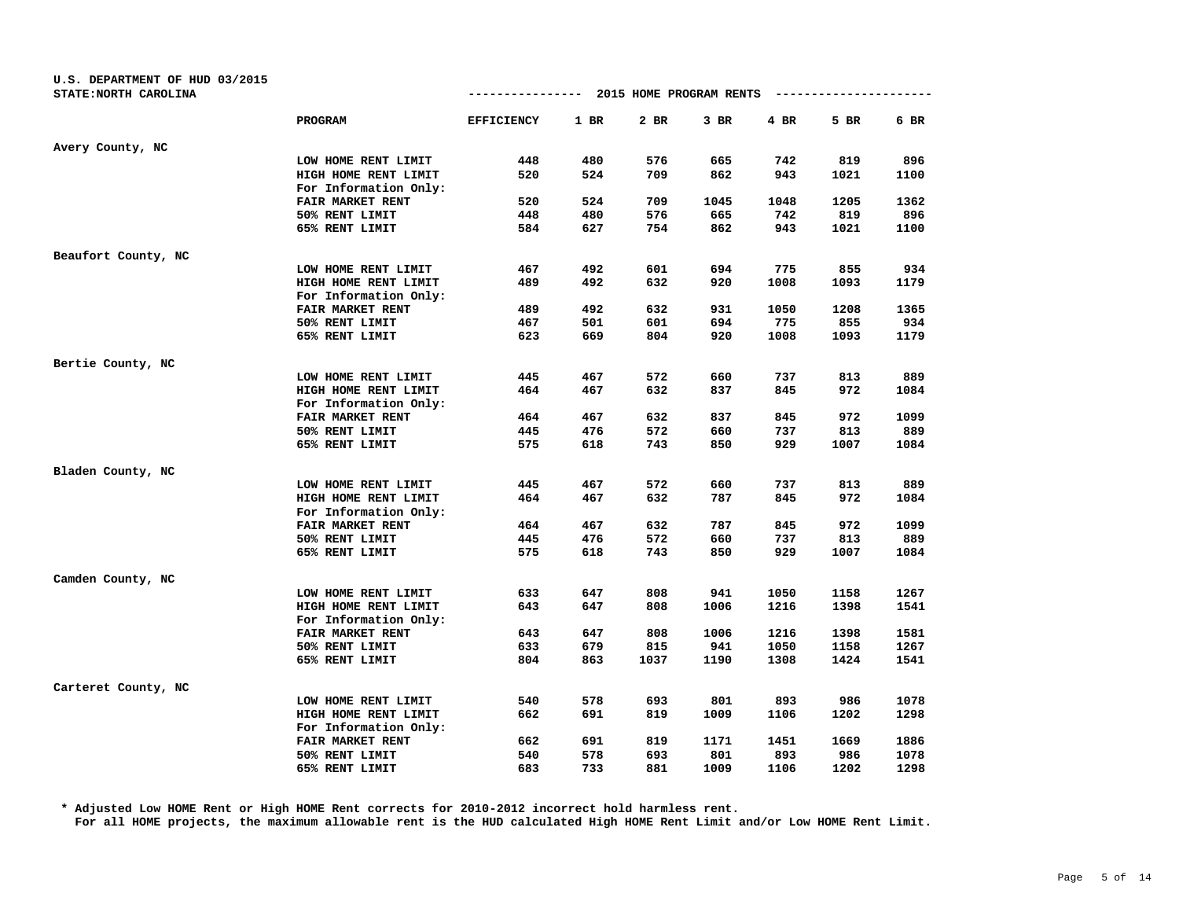U.S. DEPARTMENT OF HUD 03/2015
STATE:NORTH CAROLINA

## 2015 HOME PROGRAM RENTS

| | PROGRAM | EFFICIENCY | 1 BR | 2 BR | 3 BR | 4 BR | 5 BR | 6 BR |
|---|---|---|---|---|---|---|---|---|
| Avery County, NC | | | | | | | | |
| | LOW HOME RENT LIMIT | 448 | 480 | 576 | 665 | 742 | 819 | 896 |
| | HIGH HOME RENT LIMIT | 520 | 524 | 709 | 862 | 943 | 1021 | 1100 |
| | For Information Only: | | | | | | | |
| | FAIR MARKET RENT | 520 | 524 | 709 | 1045 | 1048 | 1205 | 1362 |
| | 50% RENT LIMIT | 448 | 480 | 576 | 665 | 742 | 819 | 896 |
| | 65% RENT LIMIT | 584 | 627 | 754 | 862 | 943 | 1021 | 1100 |
| Beaufort County, NC | | | | | | | | |
| | LOW HOME RENT LIMIT | 467 | 492 | 601 | 694 | 775 | 855 | 934 |
| | HIGH HOME RENT LIMIT | 489 | 492 | 632 | 920 | 1008 | 1093 | 1179 |
| | For Information Only: | | | | | | | |
| | FAIR MARKET RENT | 489 | 492 | 632 | 931 | 1050 | 1208 | 1365 |
| | 50% RENT LIMIT | 467 | 501 | 601 | 694 | 775 | 855 | 934 |
| | 65% RENT LIMIT | 623 | 669 | 804 | 920 | 1008 | 1093 | 1179 |
| Bertie County, NC | | | | | | | | |
| | LOW HOME RENT LIMIT | 445 | 467 | 572 | 660 | 737 | 813 | 889 |
| | HIGH HOME RENT LIMIT | 464 | 467 | 632 | 837 | 845 | 972 | 1084 |
| | For Information Only: | | | | | | | |
| | FAIR MARKET RENT | 464 | 467 | 632 | 837 | 845 | 972 | 1099 |
| | 50% RENT LIMIT | 445 | 476 | 572 | 660 | 737 | 813 | 889 |
| | 65% RENT LIMIT | 575 | 618 | 743 | 850 | 929 | 1007 | 1084 |
| Bladen County, NC | | | | | | | | |
| | LOW HOME RENT LIMIT | 445 | 467 | 572 | 660 | 737 | 813 | 889 |
| | HIGH HOME RENT LIMIT | 464 | 467 | 632 | 787 | 845 | 972 | 1084 |
| | For Information Only: | | | | | | | |
| | FAIR MARKET RENT | 464 | 467 | 632 | 787 | 845 | 972 | 1099 |
| | 50% RENT LIMIT | 445 | 476 | 572 | 660 | 737 | 813 | 889 |
| | 65% RENT LIMIT | 575 | 618 | 743 | 850 | 929 | 1007 | 1084 |
| Camden County, NC | | | | | | | | |
| | LOW HOME RENT LIMIT | 633 | 647 | 808 | 941 | 1050 | 1158 | 1267 |
| | HIGH HOME RENT LIMIT | 643 | 647 | 808 | 1006 | 1216 | 1398 | 1541 |
| | For Information Only: | | | | | | | |
| | FAIR MARKET RENT | 643 | 647 | 808 | 1006 | 1216 | 1398 | 1581 |
| | 50% RENT LIMIT | 633 | 679 | 815 | 941 | 1050 | 1158 | 1267 |
| | 65% RENT LIMIT | 804 | 863 | 1037 | 1190 | 1308 | 1424 | 1541 |
| Carteret County, NC | | | | | | | | |
| | LOW HOME RENT LIMIT | 540 | 578 | 693 | 801 | 893 | 986 | 1078 |
| | HIGH HOME RENT LIMIT | 662 | 691 | 819 | 1009 | 1106 | 1202 | 1298 |
| | For Information Only: | | | | | | | |
| | FAIR MARKET RENT | 662 | 691 | 819 | 1171 | 1451 | 1669 | 1886 |
| | 50% RENT LIMIT | 540 | 578 | 693 | 801 | 893 | 986 | 1078 |
| | 65% RENT LIMIT | 683 | 733 | 881 | 1009 | 1106 | 1202 | 1298 |

* Adjusted Low HOME Rent or High HOME Rent corrects for 2010-2012 incorrect hold harmless rent.
For all HOME projects, the maximum allowable rent is the HUD calculated High HOME Rent Limit and/or Low HOME Rent Limit.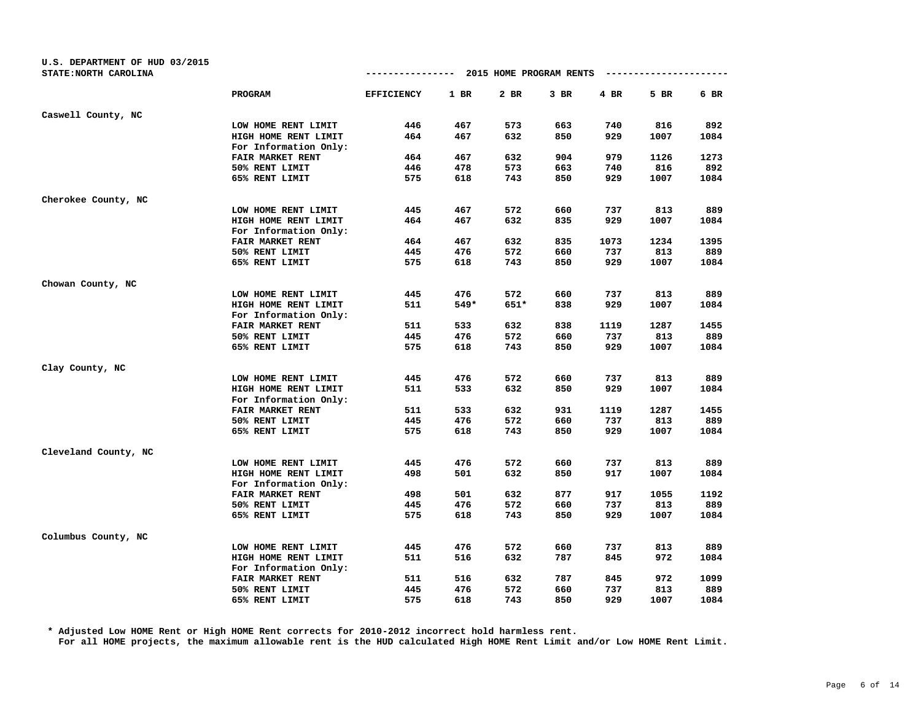U.S. DEPARTMENT OF HUD 03/2015
STATE:NORTH CAROLINA

## 2015 HOME PROGRAM RENTS

| | PROGRAM | EFFICIENCY | 1 BR | 2 BR | 3 BR | 4 BR | 5 BR | 6 BR |
|---|---|---|---|---|---|---|---|---|
| Caswell County, NC | | | | | | | | |
| | LOW HOME RENT LIMIT | 446 | 467 | 573 | 663 | 740 | 816 | 892 |
| | HIGH HOME RENT LIMIT | 464 | 467 | 632 | 850 | 929 | 1007 | 1084 |
| | For Information Only: | | | | | | | |
| | FAIR MARKET RENT | 464 | 467 | 632 | 904 | 979 | 1126 | 1273 |
| | 50% RENT LIMIT | 446 | 478 | 573 | 663 | 740 | 816 | 892 |
| | 65% RENT LIMIT | 575 | 618 | 743 | 850 | 929 | 1007 | 1084 |
| Cherokee County, NC | | | | | | | | |
| | LOW HOME RENT LIMIT | 445 | 467 | 572 | 660 | 737 | 813 | 889 |
| | HIGH HOME RENT LIMIT | 464 | 467 | 632 | 835 | 929 | 1007 | 1084 |
| | For Information Only: | | | | | | | |
| | FAIR MARKET RENT | 464 | 467 | 632 | 835 | 1073 | 1234 | 1395 |
| | 50% RENT LIMIT | 445 | 476 | 572 | 660 | 737 | 813 | 889 |
| | 65% RENT LIMIT | 575 | 618 | 743 | 850 | 929 | 1007 | 1084 |
| Chowan County, NC | | | | | | | | |
| | LOW HOME RENT LIMIT | 445 | 476 | 572 | 660 | 737 | 813 | 889 |
| | HIGH HOME RENT LIMIT | 511 | 549* | 651* | 838 | 929 | 1007 | 1084 |
| | For Information Only: | | | | | | | |
| | FAIR MARKET RENT | 511 | 533 | 632 | 838 | 1119 | 1287 | 1455 |
| | 50% RENT LIMIT | 445 | 476 | 572 | 660 | 737 | 813 | 889 |
| | 65% RENT LIMIT | 575 | 618 | 743 | 850 | 929 | 1007 | 1084 |
| Clay County, NC | | | | | | | | |
| | LOW HOME RENT LIMIT | 445 | 476 | 572 | 660 | 737 | 813 | 889 |
| | HIGH HOME RENT LIMIT | 511 | 533 | 632 | 850 | 929 | 1007 | 1084 |
| | For Information Only: | | | | | | | |
| | FAIR MARKET RENT | 511 | 533 | 632 | 931 | 1119 | 1287 | 1455 |
| | 50% RENT LIMIT | 445 | 476 | 572 | 660 | 737 | 813 | 889 |
| | 65% RENT LIMIT | 575 | 618 | 743 | 850 | 929 | 1007 | 1084 |
| Cleveland County, NC | | | | | | | | |
| | LOW HOME RENT LIMIT | 445 | 476 | 572 | 660 | 737 | 813 | 889 |
| | HIGH HOME RENT LIMIT | 498 | 501 | 632 | 850 | 917 | 1007 | 1084 |
| | For Information Only: | | | | | | | |
| | FAIR MARKET RENT | 498 | 501 | 632 | 877 | 917 | 1055 | 1192 |
| | 50% RENT LIMIT | 445 | 476 | 572 | 660 | 737 | 813 | 889 |
| | 65% RENT LIMIT | 575 | 618 | 743 | 850 | 929 | 1007 | 1084 |
| Columbus County, NC | | | | | | | | |
| | LOW HOME RENT LIMIT | 445 | 476 | 572 | 660 | 737 | 813 | 889 |
| | HIGH HOME RENT LIMIT | 511 | 516 | 632 | 787 | 845 | 972 | 1084 |
| | For Information Only: | | | | | | | |
| | FAIR MARKET RENT | 511 | 516 | 632 | 787 | 845 | 972 | 1099 |
| | 50% RENT LIMIT | 445 | 476 | 572 | 660 | 737 | 813 | 889 |
| | 65% RENT LIMIT | 575 | 618 | 743 | 850 | 929 | 1007 | 1084 |

* Adjusted Low HOME Rent or High HOME Rent corrects for 2010-2012 incorrect hold harmless rent.
For all HOME projects, the maximum allowable rent is the HUD calculated High HOME Rent Limit and/or Low HOME Rent Limit.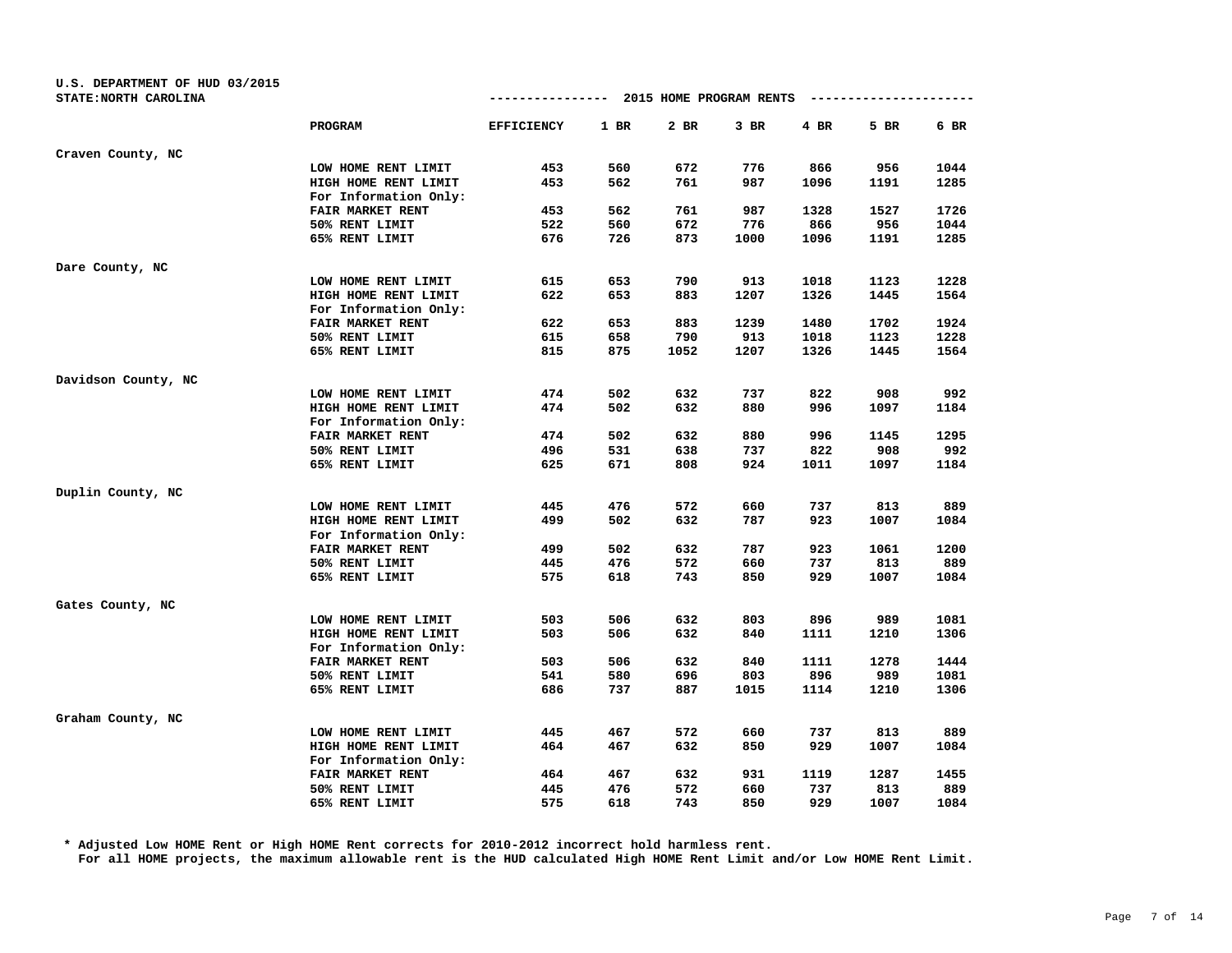U.S. DEPARTMENT OF HUD 03/2015
STATE:NORTH CAROLINA

## 2015 HOME PROGRAM RENTS

| | PROGRAM | EFFICIENCY | 1 BR | 2 BR | 3 BR | 4 BR | 5 BR | 6 BR |
|---|---|---|---|---|---|---|---|---|
| Craven County, NC | | | | | | | | |
| | LOW HOME RENT LIMIT | 453 | 560 | 672 | 776 | 866 | 956 | 1044 |
| | HIGH HOME RENT LIMIT | 453 | 562 | 761 | 987 | 1096 | 1191 | 1285 |
| | For Information Only: | | | | | | | |
| | FAIR MARKET RENT | 453 | 562 | 761 | 987 | 1328 | 1527 | 1726 |
| | 50% RENT LIMIT | 522 | 560 | 672 | 776 | 866 | 956 | 1044 |
| | 65% RENT LIMIT | 676 | 726 | 873 | 1000 | 1096 | 1191 | 1285 |
| Dare County, NC | | | | | | | | |
| | LOW HOME RENT LIMIT | 615 | 653 | 790 | 913 | 1018 | 1123 | 1228 |
| | HIGH HOME RENT LIMIT | 622 | 653 | 883 | 1207 | 1326 | 1445 | 1564 |
| | For Information Only: | | | | | | | |
| | FAIR MARKET RENT | 622 | 653 | 883 | 1239 | 1480 | 1702 | 1924 |
| | 50% RENT LIMIT | 615 | 658 | 790 | 913 | 1018 | 1123 | 1228 |
| | 65% RENT LIMIT | 815 | 875 | 1052 | 1207 | 1326 | 1445 | 1564 |
| Davidson County, NC | | | | | | | | |
| | LOW HOME RENT LIMIT | 474 | 502 | 632 | 737 | 822 | 908 | 992 |
| | HIGH HOME RENT LIMIT | 474 | 502 | 632 | 880 | 996 | 1097 | 1184 |
| | For Information Only: | | | | | | | |
| | FAIR MARKET RENT | 474 | 502 | 632 | 880 | 996 | 1145 | 1295 |
| | 50% RENT LIMIT | 496 | 531 | 638 | 737 | 822 | 908 | 992 |
| | 65% RENT LIMIT | 625 | 671 | 808 | 924 | 1011 | 1097 | 1184 |
| Duplin County, NC | | | | | | | | |
| | LOW HOME RENT LIMIT | 445 | 476 | 572 | 660 | 737 | 813 | 889 |
| | HIGH HOME RENT LIMIT | 499 | 502 | 632 | 787 | 923 | 1007 | 1084 |
| | For Information Only: | | | | | | | |
| | FAIR MARKET RENT | 499 | 502 | 632 | 787 | 923 | 1061 | 1200 |
| | 50% RENT LIMIT | 445 | 476 | 572 | 660 | 737 | 813 | 889 |
| | 65% RENT LIMIT | 575 | 618 | 743 | 850 | 929 | 1007 | 1084 |
| Gates County, NC | | | | | | | | |
| | LOW HOME RENT LIMIT | 503 | 506 | 632 | 803 | 896 | 989 | 1081 |
| | HIGH HOME RENT LIMIT | 503 | 506 | 632 | 840 | 1111 | 1210 | 1306 |
| | For Information Only: | | | | | | | |
| | FAIR MARKET RENT | 503 | 506 | 632 | 840 | 1111 | 1278 | 1444 |
| | 50% RENT LIMIT | 541 | 580 | 696 | 803 | 896 | 989 | 1081 |
| | 65% RENT LIMIT | 686 | 737 | 887 | 1015 | 1114 | 1210 | 1306 |
| Graham County, NC | | | | | | | | |
| | LOW HOME RENT LIMIT | 445 | 467 | 572 | 660 | 737 | 813 | 889 |
| | HIGH HOME RENT LIMIT | 464 | 467 | 632 | 850 | 929 | 1007 | 1084 |
| | For Information Only: | | | | | | | |
| | FAIR MARKET RENT | 464 | 467 | 632 | 931 | 1119 | 1287 | 1455 |
| | 50% RENT LIMIT | 445 | 476 | 572 | 660 | 737 | 813 | 889 |
| | 65% RENT LIMIT | 575 | 618 | 743 | 850 | 929 | 1007 | 1084 |

* Adjusted Low HOME Rent or High HOME Rent corrects for 2010-2012 incorrect hold harmless rent.
For all HOME projects, the maximum allowable rent is the HUD calculated High HOME Rent Limit and/or Low HOME Rent Limit.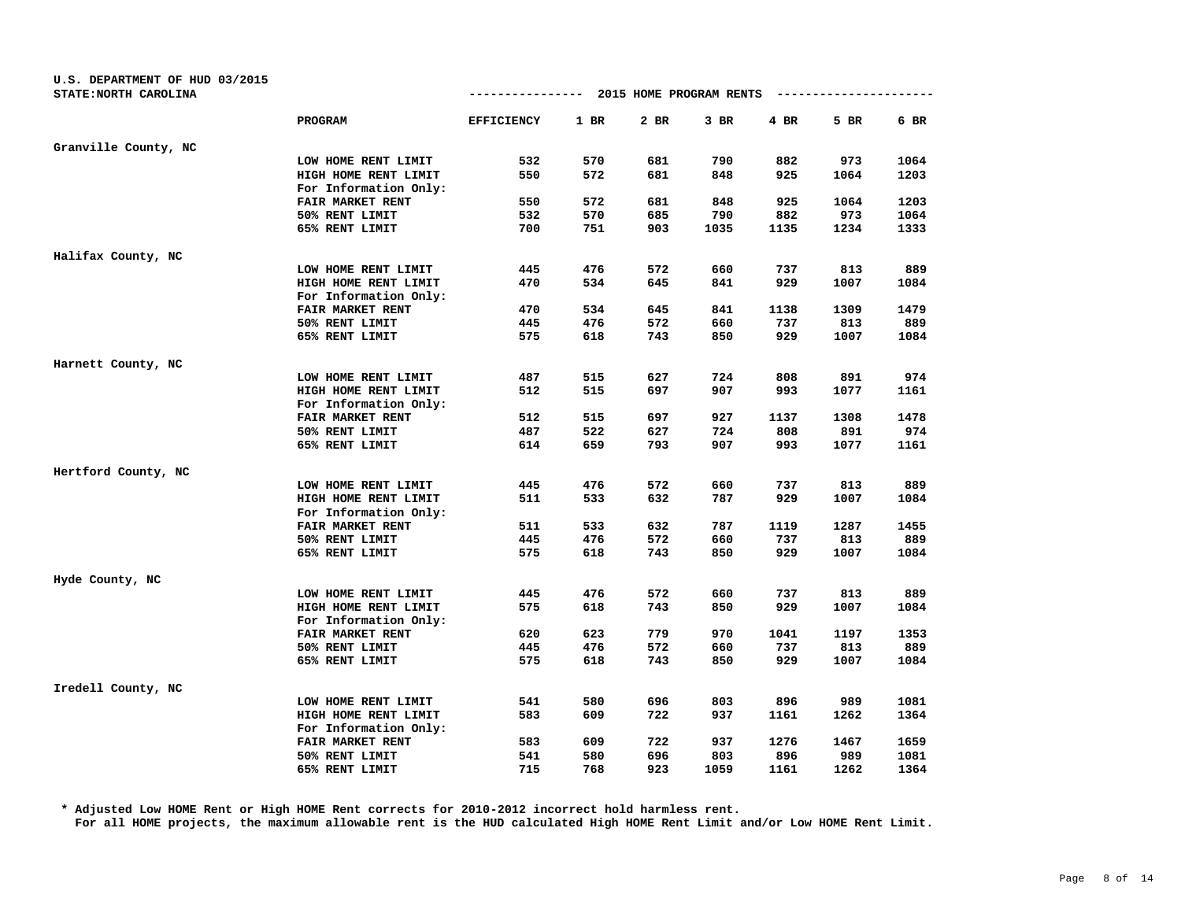U.S. DEPARTMENT OF HUD 03/2015
STATE:NORTH CAROLINA

## 2015 HOME PROGRAM RENTS

| | PROGRAM | EFFICIENCY | 1 BR | 2 BR | 3 BR | 4 BR | 5 BR | 6 BR |
|---|---|---|---|---|---|---|---|---|
| Granville County, NC | | | | | | | | |
| | LOW HOME RENT LIMIT | 532 | 570 | 681 | 790 | 882 | 973 | 1064 |
| | HIGH HOME RENT LIMIT | 550 | 572 | 681 | 848 | 925 | 1064 | 1203 |
| | For Information Only: | | | | | | | |
| | FAIR MARKET RENT | 550 | 572 | 681 | 848 | 925 | 1064 | 1203 |
| | 50% RENT LIMIT | 532 | 570 | 685 | 790 | 882 | 973 | 1064 |
| | 65% RENT LIMIT | 700 | 751 | 903 | 1035 | 1135 | 1234 | 1333 |
| Halifax County, NC | | | | | | | | |
| | LOW HOME RENT LIMIT | 445 | 476 | 572 | 660 | 737 | 813 | 889 |
| | HIGH HOME RENT LIMIT | 470 | 534 | 645 | 841 | 929 | 1007 | 1084 |
| | For Information Only: | | | | | | | |
| | FAIR MARKET RENT | 470 | 534 | 645 | 841 | 1138 | 1309 | 1479 |
| | 50% RENT LIMIT | 445 | 476 | 572 | 660 | 737 | 813 | 889 |
| | 65% RENT LIMIT | 575 | 618 | 743 | 850 | 929 | 1007 | 1084 |
| Harnett County, NC | | | | | | | | |
| | LOW HOME RENT LIMIT | 487 | 515 | 627 | 724 | 808 | 891 | 974 |
| | HIGH HOME RENT LIMIT | 512 | 515 | 697 | 907 | 993 | 1077 | 1161 |
| | For Information Only: | | | | | | | |
| | FAIR MARKET RENT | 512 | 515 | 697 | 927 | 1137 | 1308 | 1478 |
| | 50% RENT LIMIT | 487 | 522 | 627 | 724 | 808 | 891 | 974 |
| | 65% RENT LIMIT | 614 | 659 | 793 | 907 | 993 | 1077 | 1161 |
| Hertford County, NC | | | | | | | | |
| | LOW HOME RENT LIMIT | 445 | 476 | 572 | 660 | 737 | 813 | 889 |
| | HIGH HOME RENT LIMIT | 511 | 533 | 632 | 787 | 929 | 1007 | 1084 |
| | For Information Only: | | | | | | | |
| | FAIR MARKET RENT | 511 | 533 | 632 | 787 | 1119 | 1287 | 1455 |
| | 50% RENT LIMIT | 445 | 476 | 572 | 660 | 737 | 813 | 889 |
| | 65% RENT LIMIT | 575 | 618 | 743 | 850 | 929 | 1007 | 1084 |
| Hyde County, NC | | | | | | | | |
| | LOW HOME RENT LIMIT | 445 | 476 | 572 | 660 | 737 | 813 | 889 |
| | HIGH HOME RENT LIMIT | 575 | 618 | 743 | 850 | 929 | 1007 | 1084 |
| | For Information Only: | | | | | | | |
| | FAIR MARKET RENT | 620 | 623 | 779 | 970 | 1041 | 1197 | 1353 |
| | 50% RENT LIMIT | 445 | 476 | 572 | 660 | 737 | 813 | 889 |
| | 65% RENT LIMIT | 575 | 618 | 743 | 850 | 929 | 1007 | 1084 |
| Iredell County, NC | | | | | | | | |
| | LOW HOME RENT LIMIT | 541 | 580 | 696 | 803 | 896 | 989 | 1081 |
| | HIGH HOME RENT LIMIT | 583 | 609 | 722 | 937 | 1161 | 1262 | 1364 |
| | For Information Only: | | | | | | | |
| | FAIR MARKET RENT | 583 | 609 | 722 | 937 | 1276 | 1467 | 1659 |
| | 50% RENT LIMIT | 541 | 580 | 696 | 803 | 896 | 989 | 1081 |
| | 65% RENT LIMIT | 715 | 768 | 923 | 1059 | 1161 | 1262 | 1364 |

\* Adjusted Low HOME Rent or High HOME Rent corrects for 2010-2012 incorrect hold harmless rent.
For all HOME projects, the maximum allowable rent is the HUD calculated High HOME Rent Limit and/or Low HOME Rent Limit.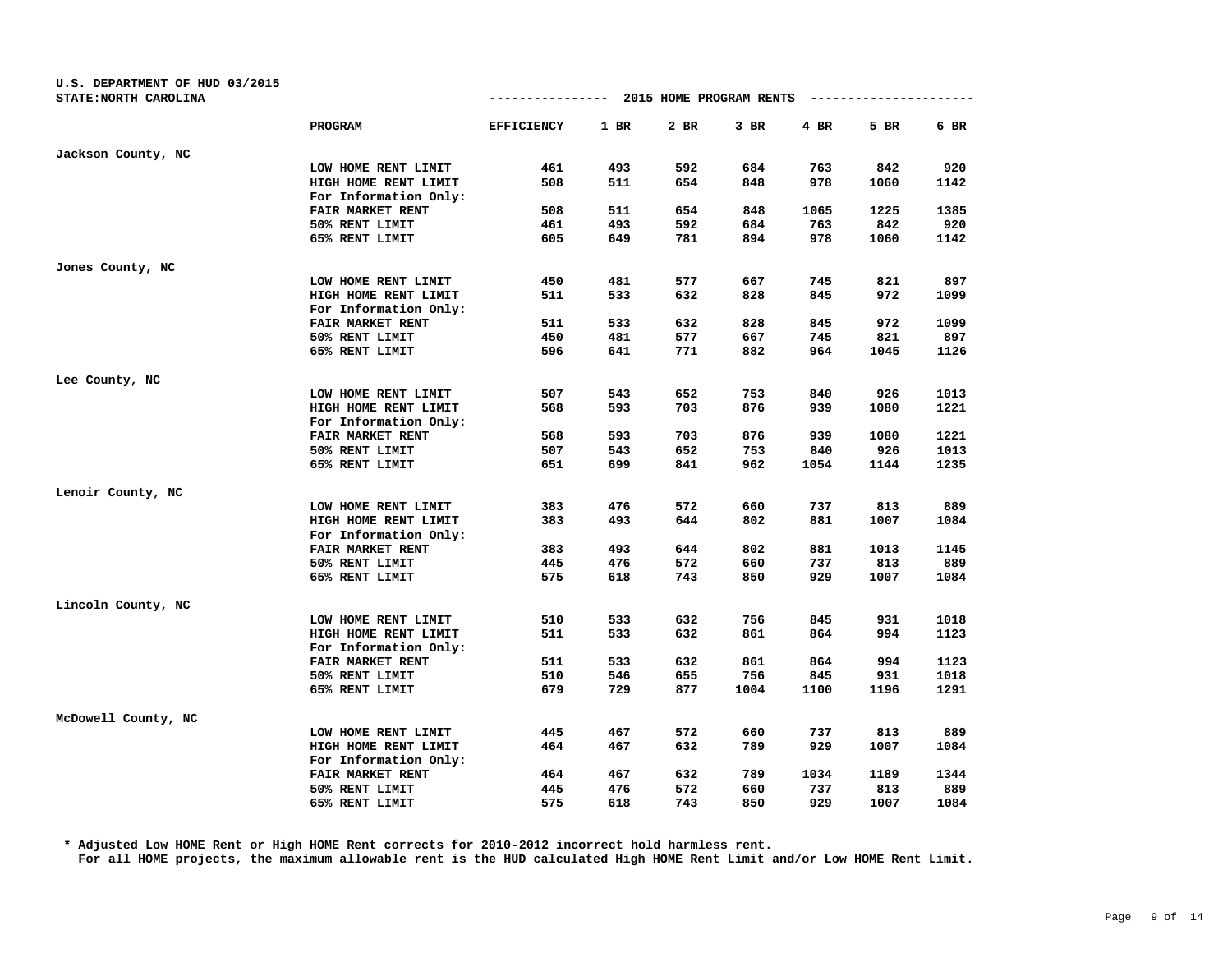U.S. DEPARTMENT OF HUD 03/2015
STATE:NORTH CAROLINA

## 2015 HOME PROGRAM RENTS

| | PROGRAM | EFFICIENCY | 1 BR | 2 BR | 3 BR | 4 BR | 5 BR | 6 BR |
|---|---|---|---|---|---|---|---|---|
| **Jackson County, NC** | | | | | | | | |
| | LOW HOME RENT LIMIT | 461 | 493 | 592 | 684 | 763 | 842 | 920 |
| | HIGH HOME RENT LIMIT | 508 | 511 | 654 | 848 | 978 | 1060 | 1142 |
| | For Information Only: | | | | | | | |
| | FAIR MARKET RENT | 508 | 511 | 654 | 848 | 1065 | 1225 | 1385 |
| | 50% RENT LIMIT | 461 | 493 | 592 | 684 | 763 | 842 | 920 |
| | 65% RENT LIMIT | 605 | 649 | 781 | 894 | 978 | 1060 | 1142 |
| **Jones County, NC** | | | | | | | | |
| | LOW HOME RENT LIMIT | 450 | 481 | 577 | 667 | 745 | 821 | 897 |
| | HIGH HOME RENT LIMIT | 511 | 533 | 632 | 828 | 845 | 972 | 1099 |
| | For Information Only: | | | | | | | |
| | FAIR MARKET RENT | 511 | 533 | 632 | 828 | 845 | 972 | 1099 |
| | 50% RENT LIMIT | 450 | 481 | 577 | 667 | 745 | 821 | 897 |
| | 65% RENT LIMIT | 596 | 641 | 771 | 882 | 964 | 1045 | 1126 |
| **Lee County, NC** | | | | | | | | |
| | LOW HOME RENT LIMIT | 507 | 543 | 652 | 753 | 840 | 926 | 1013 |
| | HIGH HOME RENT LIMIT | 568 | 593 | 703 | 876 | 939 | 1080 | 1221 |
| | For Information Only: | | | | | | | |
| | FAIR MARKET RENT | 568 | 593 | 703 | 876 | 939 | 1080 | 1221 |
| | 50% RENT LIMIT | 507 | 543 | 652 | 753 | 840 | 926 | 1013 |
| | 65% RENT LIMIT | 651 | 699 | 841 | 962 | 1054 | 1144 | 1235 |
| **Lenoir County, NC** | | | | | | | | |
| | LOW HOME RENT LIMIT | 383 | 476 | 572 | 660 | 737 | 813 | 889 |
| | HIGH HOME RENT LIMIT | 383 | 493 | 644 | 802 | 881 | 1007 | 1084 |
| | For Information Only: | | | | | | | |
| | FAIR MARKET RENT | 383 | 493 | 644 | 802 | 881 | 1013 | 1145 |
| | 50% RENT LIMIT | 445 | 476 | 572 | 660 | 737 | 813 | 889 |
| | 65% RENT LIMIT | 575 | 618 | 743 | 850 | 929 | 1007 | 1084 |
| **Lincoln County, NC** | | | | | | | | |
| | LOW HOME RENT LIMIT | 510 | 533 | 632 | 756 | 845 | 931 | 1018 |
| | HIGH HOME RENT LIMIT | 511 | 533 | 632 | 861 | 864 | 994 | 1123 |
| | For Information Only: | | | | | | | |
| | FAIR MARKET RENT | 511 | 533 | 632 | 861 | 864 | 994 | 1123 |
| | 50% RENT LIMIT | 510 | 546 | 655 | 756 | 845 | 931 | 1018 |
| | 65% RENT LIMIT | 679 | 729 | 877 | 1004 | 1100 | 1196 | 1291 |
| **McDowell County, NC** | | | | | | | | |
| | LOW HOME RENT LIMIT | 445 | 467 | 572 | 660 | 737 | 813 | 889 |
| | HIGH HOME RENT LIMIT | 464 | 467 | 632 | 789 | 929 | 1007 | 1084 |
| | For Information Only: | | | | | | | |
| | FAIR MARKET RENT | 464 | 467 | 632 | 789 | 1034 | 1189 | 1344 |
| | 50% RENT LIMIT | 445 | 476 | 572 | 660 | 737 | 813 | 889 |
| | 65% RENT LIMIT | 575 | 618 | 743 | 850 | 929 | 1007 | 1084 |

\* Adjusted Low HOME Rent or High HOME Rent corrects for 2010-2012 incorrect hold harmless rent.
For all HOME projects, the maximum allowable rent is the HUD calculated High HOME Rent Limit and/or Low HOME Rent Limit.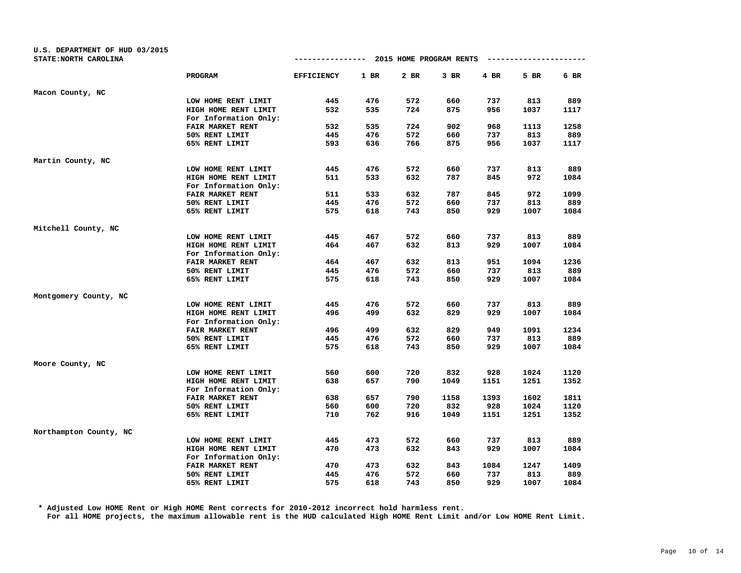U.S. DEPARTMENT OF HUD 03/2015
STATE:NORTH CAROLINA

## 2015 HOME PROGRAM RENTS

| | PROGRAM | EFFICIENCY | 1 BR | 2 BR | 3 BR | 4 BR | 5 BR | 6 BR |
|---|---|---|---|---|---|---|---|---|
| Macon County, NC | | | | | | | | |
| | LOW HOME RENT LIMIT | 445 | 476 | 572 | 660 | 737 | 813 | 889 |
| | HIGH HOME RENT LIMIT | 532 | 535 | 724 | 875 | 956 | 1037 | 1117 |
| | For Information Only: | | | | | | | |
| | FAIR MARKET RENT | 532 | 535 | 724 | 902 | 968 | 1113 | 1258 |
| | 50% RENT LIMIT | 445 | 476 | 572 | 660 | 737 | 813 | 889 |
| | 65% RENT LIMIT | 593 | 636 | 766 | 875 | 956 | 1037 | 1117 |
| Martin County, NC | | | | | | | | |
| | LOW HOME RENT LIMIT | 445 | 476 | 572 | 660 | 737 | 813 | 889 |
| | HIGH HOME RENT LIMIT | 511 | 533 | 632 | 787 | 845 | 972 | 1084 |
| | For Information Only: | | | | | | | |
| | FAIR MARKET RENT | 511 | 533 | 632 | 787 | 845 | 972 | 1099 |
| | 50% RENT LIMIT | 445 | 476 | 572 | 660 | 737 | 813 | 889 |
| | 65% RENT LIMIT | 575 | 618 | 743 | 850 | 929 | 1007 | 1084 |
| Mitchell County, NC | | | | | | | | |
| | LOW HOME RENT LIMIT | 445 | 467 | 572 | 660 | 737 | 813 | 889 |
| | HIGH HOME RENT LIMIT | 464 | 467 | 632 | 813 | 929 | 1007 | 1084 |
| | For Information Only: | | | | | | | |
| | FAIR MARKET RENT | 464 | 467 | 632 | 813 | 951 | 1094 | 1236 |
| | 50% RENT LIMIT | 445 | 476 | 572 | 660 | 737 | 813 | 889 |
| | 65% RENT LIMIT | 575 | 618 | 743 | 850 | 929 | 1007 | 1084 |
| Montgomery County, NC | | | | | | | | |
| | LOW HOME RENT LIMIT | 445 | 476 | 572 | 660 | 737 | 813 | 889 |
| | HIGH HOME RENT LIMIT | 496 | 499 | 632 | 829 | 929 | 1007 | 1084 |
| | For Information Only: | | | | | | | |
| | FAIR MARKET RENT | 496 | 499 | 632 | 829 | 949 | 1091 | 1234 |
| | 50% RENT LIMIT | 445 | 476 | 572 | 660 | 737 | 813 | 889 |
| | 65% RENT LIMIT | 575 | 618 | 743 | 850 | 929 | 1007 | 1084 |
| Moore County, NC | | | | | | | | |
| | LOW HOME RENT LIMIT | 560 | 600 | 720 | 832 | 928 | 1024 | 1120 |
| | HIGH HOME RENT LIMIT | 638 | 657 | 790 | 1049 | 1151 | 1251 | 1352 |
| | For Information Only: | | | | | | | |
| | FAIR MARKET RENT | 638 | 657 | 790 | 1158 | 1393 | 1602 | 1811 |
| | 50% RENT LIMIT | 560 | 600 | 720 | 832 | 928 | 1024 | 1120 |
| | 65% RENT LIMIT | 710 | 762 | 916 | 1049 | 1151 | 1251 | 1352 |
| Northampton County, NC | | | | | | | | |
| | LOW HOME RENT LIMIT | 445 | 473 | 572 | 660 | 737 | 813 | 889 |
| | HIGH HOME RENT LIMIT | 470 | 473 | 632 | 843 | 929 | 1007 | 1084 |
| | For Information Only: | | | | | | | |
| | FAIR MARKET RENT | 470 | 473 | 632 | 843 | 1084 | 1247 | 1409 |
| | 50% RENT LIMIT | 445 | 476 | 572 | 660 | 737 | 813 | 889 |
| | 65% RENT LIMIT | 575 | 618 | 743 | 850 | 929 | 1007 | 1084 |

\* Adjusted Low HOME Rent or High HOME Rent corrects for 2010-2012 incorrect hold harmless rent.
For all HOME projects, the maximum allowable rent is the HUD calculated High HOME Rent Limit and/or Low HOME Rent Limit.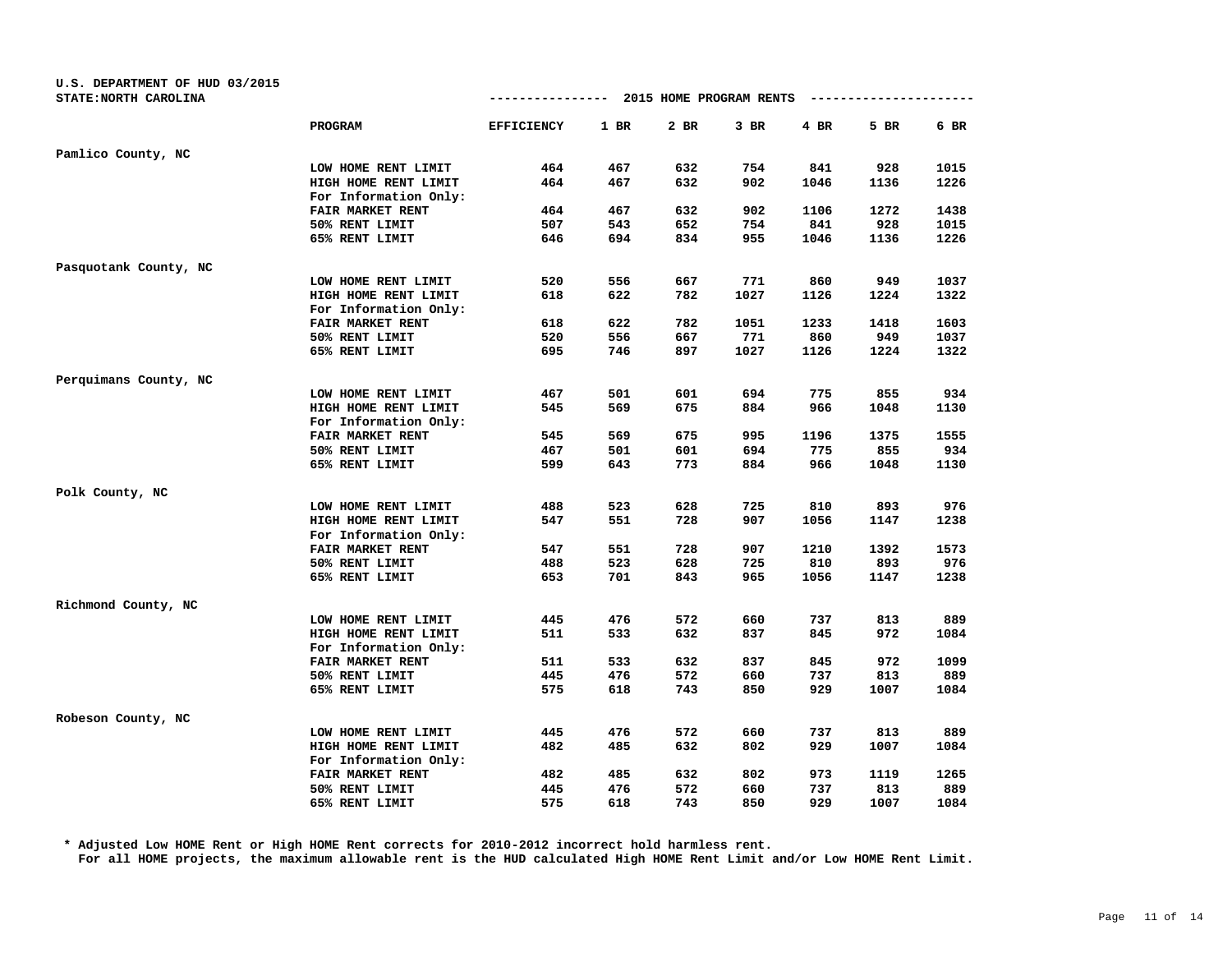U.S. DEPARTMENT OF HUD 03/2015
STATE:NORTH CAROLINA

## 2015 HOME PROGRAM RENTS

| | PROGRAM | EFFICIENCY | 1 BR | 2 BR | 3 BR | 4 BR | 5 BR | 6 BR |
|---|---|---|---|---|---|---|---|---|
| Pamlico County, NC | | | | | | | | |
| | LOW HOME RENT LIMIT | 464 | 467 | 632 | 754 | 841 | 928 | 1015 |
| | HIGH HOME RENT LIMIT | 464 | 467 | 632 | 902 | 1046 | 1136 | 1226 |
| | For Information Only: | | | | | | | |
| | FAIR MARKET RENT | 464 | 467 | 632 | 902 | 1106 | 1272 | 1438 |
| | 50% RENT LIMIT | 507 | 543 | 652 | 754 | 841 | 928 | 1015 |
| | 65% RENT LIMIT | 646 | 694 | 834 | 955 | 1046 | 1136 | 1226 |
| Pasquotank County, NC | | | | | | | | |
| | LOW HOME RENT LIMIT | 520 | 556 | 667 | 771 | 860 | 949 | 1037 |
| | HIGH HOME RENT LIMIT | 618 | 622 | 782 | 1027 | 1126 | 1224 | 1322 |
| | For Information Only: | | | | | | | |
| | FAIR MARKET RENT | 618 | 622 | 782 | 1051 | 1233 | 1418 | 1603 |
| | 50% RENT LIMIT | 520 | 556 | 667 | 771 | 860 | 949 | 1037 |
| | 65% RENT LIMIT | 695 | 746 | 897 | 1027 | 1126 | 1224 | 1322 |
| Perquimans County, NC | | | | | | | | |
| | LOW HOME RENT LIMIT | 467 | 501 | 601 | 694 | 775 | 855 | 934 |
| | HIGH HOME RENT LIMIT | 545 | 569 | 675 | 884 | 966 | 1048 | 1130 |
| | For Information Only: | | | | | | | |
| | FAIR MARKET RENT | 545 | 569 | 675 | 995 | 1196 | 1375 | 1555 |
| | 50% RENT LIMIT | 467 | 501 | 601 | 694 | 775 | 855 | 934 |
| | 65% RENT LIMIT | 599 | 643 | 773 | 884 | 966 | 1048 | 1130 |
| Polk County, NC | | | | | | | | |
| | LOW HOME RENT LIMIT | 488 | 523 | 628 | 725 | 810 | 893 | 976 |
| | HIGH HOME RENT LIMIT | 547 | 551 | 728 | 907 | 1056 | 1147 | 1238 |
| | For Information Only: | | | | | | | |
| | FAIR MARKET RENT | 547 | 551 | 728 | 907 | 1210 | 1392 | 1573 |
| | 50% RENT LIMIT | 488 | 523 | 628 | 725 | 810 | 893 | 976 |
| | 65% RENT LIMIT | 653 | 701 | 843 | 965 | 1056 | 1147 | 1238 |
| Richmond County, NC | | | | | | | | |
| | LOW HOME RENT LIMIT | 445 | 476 | 572 | 660 | 737 | 813 | 889 |
| | HIGH HOME RENT LIMIT | 511 | 533 | 632 | 837 | 845 | 972 | 1084 |
| | For Information Only: | | | | | | | |
| | FAIR MARKET RENT | 511 | 533 | 632 | 837 | 845 | 972 | 1099 |
| | 50% RENT LIMIT | 445 | 476 | 572 | 660 | 737 | 813 | 889 |
| | 65% RENT LIMIT | 575 | 618 | 743 | 850 | 929 | 1007 | 1084 |
| Robeson County, NC | | | | | | | | |
| | LOW HOME RENT LIMIT | 445 | 476 | 572 | 660 | 737 | 813 | 889 |
| | HIGH HOME RENT LIMIT | 482 | 485 | 632 | 802 | 929 | 1007 | 1084 |
| | For Information Only: | | | | | | | |
| | FAIR MARKET RENT | 482 | 485 | 632 | 802 | 973 | 1119 | 1265 |
| | 50% RENT LIMIT | 445 | 476 | 572 | 660 | 737 | 813 | 889 |
| | 65% RENT LIMIT | 575 | 618 | 743 | 850 | 929 | 1007 | 1084 |

* Adjusted Low HOME Rent or High HOME Rent corrects for 2010-2012 incorrect hold harmless rent.
For all HOME projects, the maximum allowable rent is the HUD calculated High HOME Rent Limit and/or Low HOME Rent Limit.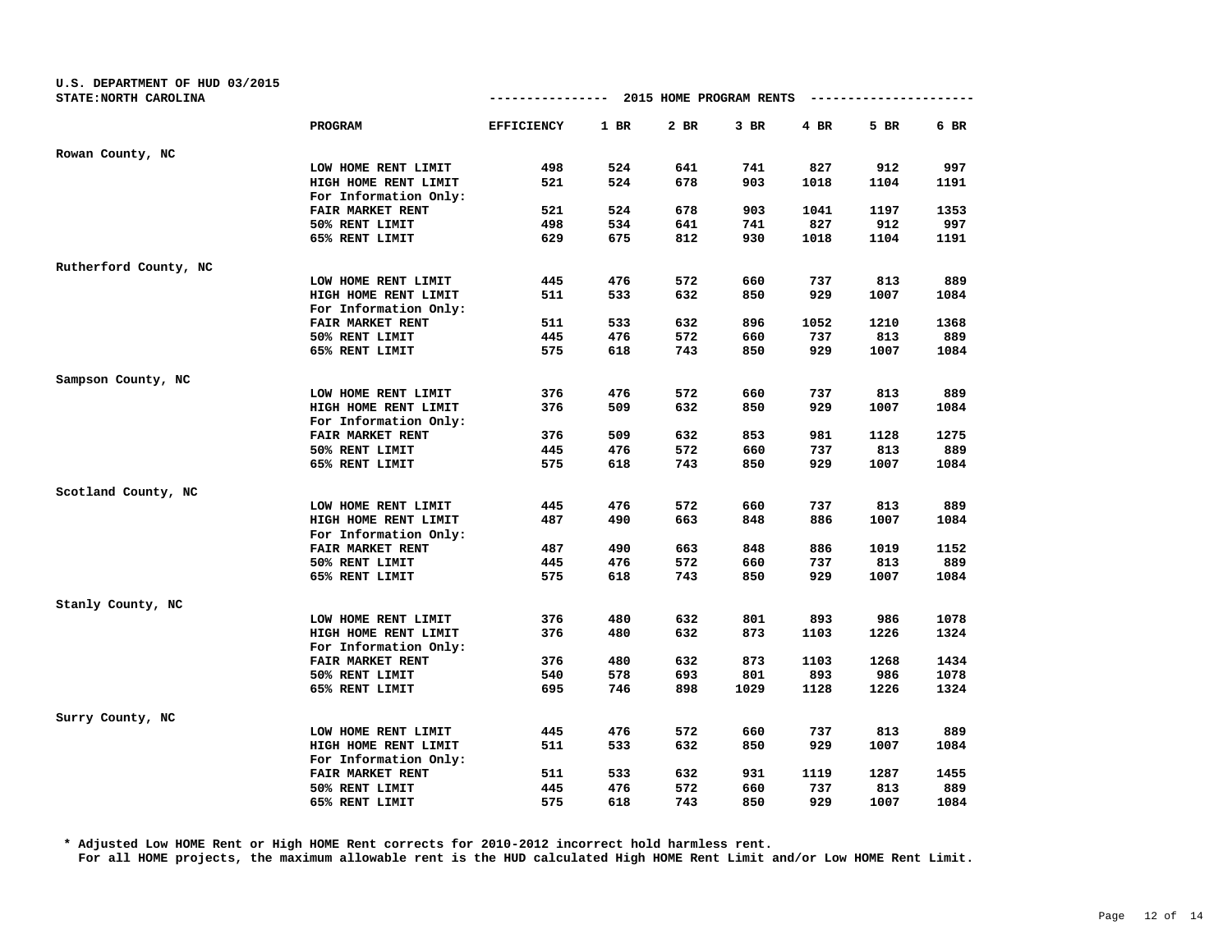U.S. DEPARTMENT OF HUD 03/2015
STATE:NORTH CAROLINA

## 2015 HOME PROGRAM RENTS

| | PROGRAM | EFFICIENCY | 1 BR | 2 BR | 3 BR | 4 BR | 5 BR | 6 BR |
|---|---|---|---|---|---|---|---|---|
| Rowan County, NC | | | | | | | | |
| | LOW HOME RENT LIMIT | 498 | 524 | 641 | 741 | 827 | 912 | 997 |
| | HIGH HOME RENT LIMIT | 521 | 524 | 678 | 903 | 1018 | 1104 | 1191 |
| | For Information Only: | | | | | | | |
| | FAIR MARKET RENT | 521 | 524 | 678 | 903 | 1041 | 1197 | 1353 |
| | 50% RENT LIMIT | 498 | 534 | 641 | 741 | 827 | 912 | 997 |
| | 65% RENT LIMIT | 629 | 675 | 812 | 930 | 1018 | 1104 | 1191 |
| Rutherford County, NC | | | | | | | | |
| | LOW HOME RENT LIMIT | 445 | 476 | 572 | 660 | 737 | 813 | 889 |
| | HIGH HOME RENT LIMIT | 511 | 533 | 632 | 850 | 929 | 1007 | 1084 |
| | For Information Only: | | | | | | | |
| | FAIR MARKET RENT | 511 | 533 | 632 | 896 | 1052 | 1210 | 1368 |
| | 50% RENT LIMIT | 445 | 476 | 572 | 660 | 737 | 813 | 889 |
| | 65% RENT LIMIT | 575 | 618 | 743 | 850 | 929 | 1007 | 1084 |
| Sampson County, NC | | | | | | | | |
| | LOW HOME RENT LIMIT | 376 | 476 | 572 | 660 | 737 | 813 | 889 |
| | HIGH HOME RENT LIMIT | 376 | 509 | 632 | 850 | 929 | 1007 | 1084 |
| | For Information Only: | | | | | | | |
| | FAIR MARKET RENT | 376 | 509 | 632 | 853 | 981 | 1128 | 1275 |
| | 50% RENT LIMIT | 445 | 476 | 572 | 660 | 737 | 813 | 889 |
| | 65% RENT LIMIT | 575 | 618 | 743 | 850 | 929 | 1007 | 1084 |
| Scotland County, NC | | | | | | | | |
| | LOW HOME RENT LIMIT | 445 | 476 | 572 | 660 | 737 | 813 | 889 |
| | HIGH HOME RENT LIMIT | 487 | 490 | 663 | 848 | 886 | 1007 | 1084 |
| | For Information Only: | | | | | | | |
| | FAIR MARKET RENT | 487 | 490 | 663 | 848 | 886 | 1019 | 1152 |
| | 50% RENT LIMIT | 445 | 476 | 572 | 660 | 737 | 813 | 889 |
| | 65% RENT LIMIT | 575 | 618 | 743 | 850 | 929 | 1007 | 1084 |
| Stanly County, NC | | | | | | | | |
| | LOW HOME RENT LIMIT | 376 | 480 | 632 | 801 | 893 | 986 | 1078 |
| | HIGH HOME RENT LIMIT | 376 | 480 | 632 | 873 | 1103 | 1226 | 1324 |
| | For Information Only: | | | | | | | |
| | FAIR MARKET RENT | 376 | 480 | 632 | 873 | 1103 | 1268 | 1434 |
| | 50% RENT LIMIT | 540 | 578 | 693 | 801 | 893 | 986 | 1078 |
| | 65% RENT LIMIT | 695 | 746 | 898 | 1029 | 1128 | 1226 | 1324 |
| Surry County, NC | | | | | | | | |
| | LOW HOME RENT LIMIT | 445 | 476 | 572 | 660 | 737 | 813 | 889 |
| | HIGH HOME RENT LIMIT | 511 | 533 | 632 | 850 | 929 | 1007 | 1084 |
| | For Information Only: | | | | | | | |
| | FAIR MARKET RENT | 511 | 533 | 632 | 931 | 1119 | 1287 | 1455 |
| | 50% RENT LIMIT | 445 | 476 | 572 | 660 | 737 | 813 | 889 |
| | 65% RENT LIMIT | 575 | 618 | 743 | 850 | 929 | 1007 | 1084 |

* Adjusted Low HOME Rent or High HOME Rent corrects for 2010-2012 incorrect hold harmless rent.
For all HOME projects, the maximum allowable rent is the HUD calculated High HOME Rent Limit and/or Low HOME Rent Limit.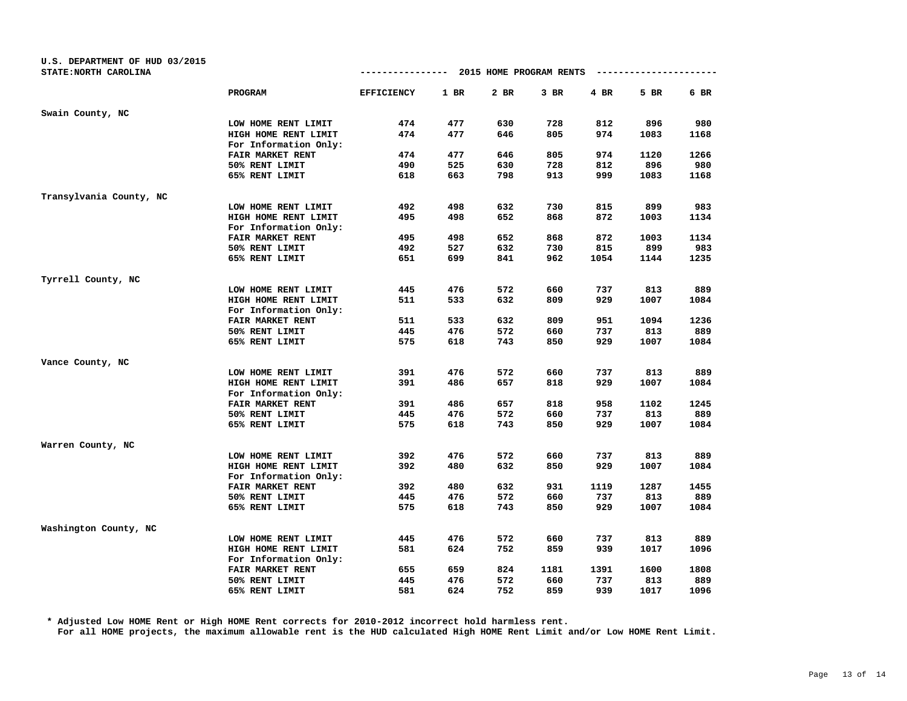U.S. DEPARTMENT OF HUD 03/2015
STATE:NORTH CAROLINA

## 2015 HOME PROGRAM RENTS

| | PROGRAM | EFFICIENCY | 1 BR | 2 BR | 3 BR | 4 BR | 5 BR | 6 BR |
|---|---|---|---|---|---|---|---|---|
| Swain County, NC | | | | | | | | |
| | LOW HOME RENT LIMIT | 474 | 477 | 630 | 728 | 812 | 896 | 980 |
| | HIGH HOME RENT LIMIT | 474 | 477 | 646 | 805 | 974 | 1083 | 1168 |
| | For Information Only: | | | | | | | |
| | FAIR MARKET RENT | 474 | 477 | 646 | 805 | 974 | 1120 | 1266 |
| | 50% RENT LIMIT | 490 | 525 | 630 | 728 | 812 | 896 | 980 |
| | 65% RENT LIMIT | 618 | 663 | 798 | 913 | 999 | 1083 | 1168 |
| Transylvania County, NC | | | | | | | | |
| | LOW HOME RENT LIMIT | 492 | 498 | 632 | 730 | 815 | 899 | 983 |
| | HIGH HOME RENT LIMIT | 495 | 498 | 652 | 868 | 872 | 1003 | 1134 |
| | For Information Only: | | | | | | | |
| | FAIR MARKET RENT | 495 | 498 | 652 | 868 | 872 | 1003 | 1134 |
| | 50% RENT LIMIT | 492 | 527 | 632 | 730 | 815 | 899 | 983 |
| | 65% RENT LIMIT | 651 | 699 | 841 | 962 | 1054 | 1144 | 1235 |
| Tyrrell County, NC | | | | | | | | |
| | LOW HOME RENT LIMIT | 445 | 476 | 572 | 660 | 737 | 813 | 889 |
| | HIGH HOME RENT LIMIT | 511 | 533 | 632 | 809 | 929 | 1007 | 1084 |
| | For Information Only: | | | | | | | |
| | FAIR MARKET RENT | 511 | 533 | 632 | 809 | 951 | 1094 | 1236 |
| | 50% RENT LIMIT | 445 | 476 | 572 | 660 | 737 | 813 | 889 |
| | 65% RENT LIMIT | 575 | 618 | 743 | 850 | 929 | 1007 | 1084 |
| Vance County, NC | | | | | | | | |
| | LOW HOME RENT LIMIT | 391 | 476 | 572 | 660 | 737 | 813 | 889 |
| | HIGH HOME RENT LIMIT | 391 | 486 | 657 | 818 | 929 | 1007 | 1084 |
| | For Information Only: | | | | | | | |
| | FAIR MARKET RENT | 391 | 486 | 657 | 818 | 958 | 1102 | 1245 |
| | 50% RENT LIMIT | 445 | 476 | 572 | 660 | 737 | 813 | 889 |
| | 65% RENT LIMIT | 575 | 618 | 743 | 850 | 929 | 1007 | 1084 |
| Warren County, NC | | | | | | | | |
| | LOW HOME RENT LIMIT | 392 | 476 | 572 | 660 | 737 | 813 | 889 |
| | HIGH HOME RENT LIMIT | 392 | 480 | 632 | 850 | 929 | 1007 | 1084 |
| | For Information Only: | | | | | | | |
| | FAIR MARKET RENT | 392 | 480 | 632 | 931 | 1119 | 1287 | 1455 |
| | 50% RENT LIMIT | 445 | 476 | 572 | 660 | 737 | 813 | 889 |
| | 65% RENT LIMIT | 575 | 618 | 743 | 850 | 929 | 1007 | 1084 |
| Washington County, NC | | | | | | | | |
| | LOW HOME RENT LIMIT | 445 | 476 | 572 | 660 | 737 | 813 | 889 |
| | HIGH HOME RENT LIMIT | 581 | 624 | 752 | 859 | 939 | 1017 | 1096 |
| | For Information Only: | | | | | | | |
| | FAIR MARKET RENT | 655 | 659 | 824 | 1181 | 1391 | 1600 | 1808 |
| | 50% RENT LIMIT | 445 | 476 | 572 | 660 | 737 | 813 | 889 |
| | 65% RENT LIMIT | 581 | 624 | 752 | 859 | 939 | 1017 | 1096 |

\* Adjusted Low HOME Rent or High HOME Rent corrects for 2010-2012 incorrect hold harmless rent.
For all HOME projects, the maximum allowable rent is the HUD calculated High HOME Rent Limit and/or Low HOME Rent Limit.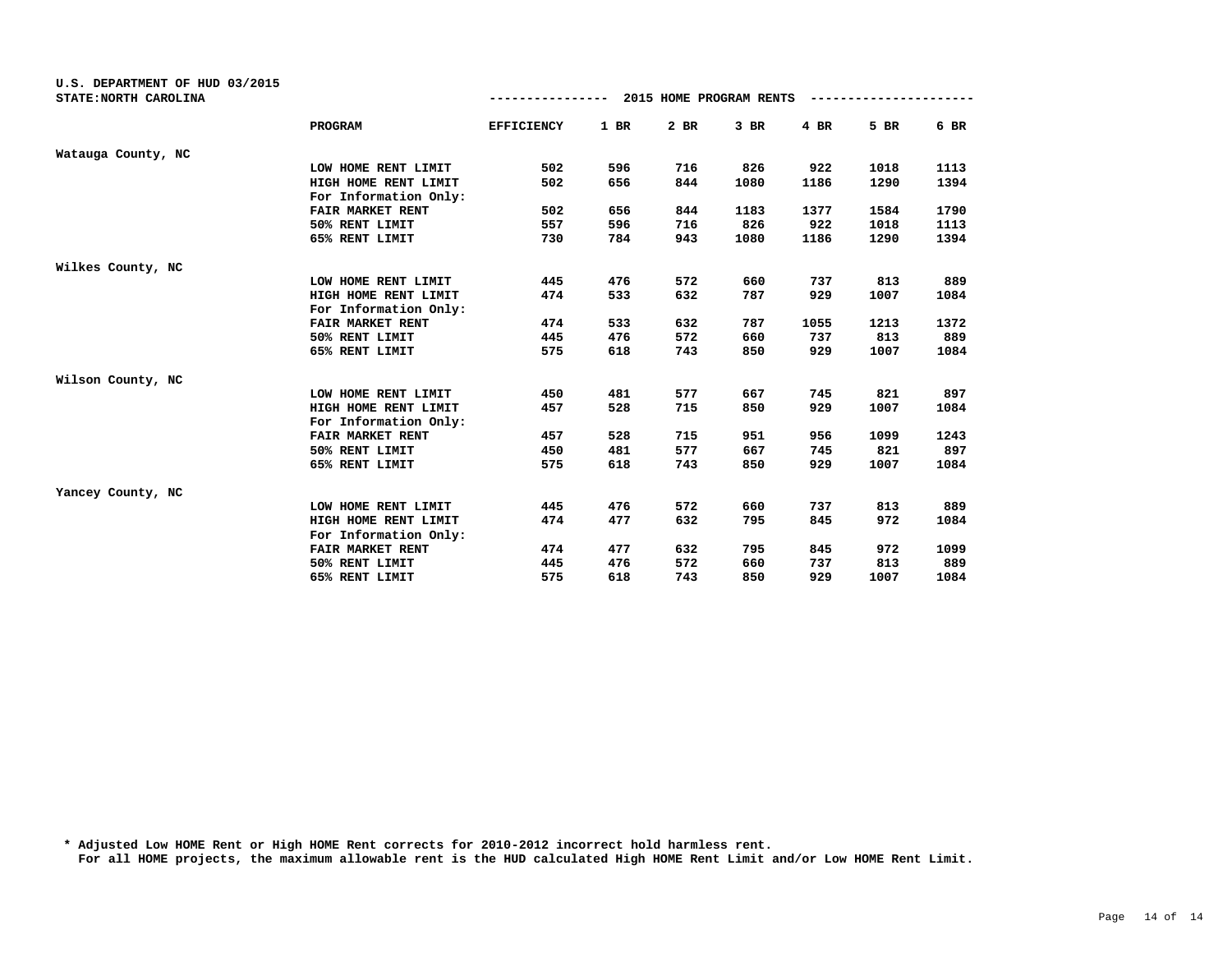U.S. DEPARTMENT OF HUD 03/2015
STATE:NORTH CAROLINA

## 2015 HOME PROGRAM RENTS

| | PROGRAM | EFFICIENCY | 1 BR | 2 BR | 3 BR | 4 BR | 5 BR | 6 BR |
|---|---|---|---|---|---|---|---|---|
| Watauga County, NC | | | | | | | | |
| | LOW HOME RENT LIMIT | 502 | 596 | 716 | 826 | 922 | 1018 | 1113 |
| | HIGH HOME RENT LIMIT | 502 | 656 | 844 | 1080 | 1186 | 1290 | 1394 |
| | For Information Only: | | | | | | | |
| | FAIR MARKET RENT | 502 | 656 | 844 | 1183 | 1377 | 1584 | 1790 |
| | 50% RENT LIMIT | 557 | 596 | 716 | 826 | 922 | 1018 | 1113 |
| | 65% RENT LIMIT | 730 | 784 | 943 | 1080 | 1186 | 1290 | 1394 |
| Wilkes County, NC | | | | | | | | |
| | LOW HOME RENT LIMIT | 445 | 476 | 572 | 660 | 737 | 813 | 889 |
| | HIGH HOME RENT LIMIT | 474 | 533 | 632 | 787 | 929 | 1007 | 1084 |
| | For Information Only: | | | | | | | |
| | FAIR MARKET RENT | 474 | 533 | 632 | 787 | 1055 | 1213 | 1372 |
| | 50% RENT LIMIT | 445 | 476 | 572 | 660 | 737 | 813 | 889 |
| | 65% RENT LIMIT | 575 | 618 | 743 | 850 | 929 | 1007 | 1084 |
| Wilson County, NC | | | | | | | | |
| | LOW HOME RENT LIMIT | 450 | 481 | 577 | 667 | 745 | 821 | 897 |
| | HIGH HOME RENT LIMIT | 457 | 528 | 715 | 850 | 929 | 1007 | 1084 |
| | For Information Only: | | | | | | | |
| | FAIR MARKET RENT | 457 | 528 | 715 | 951 | 956 | 1099 | 1243 |
| | 50% RENT LIMIT | 450 | 481 | 577 | 667 | 745 | 821 | 897 |
| | 65% RENT LIMIT | 575 | 618 | 743 | 850 | 929 | 1007 | 1084 |
| Yancey County, NC | | | | | | | | |
| | LOW HOME RENT LIMIT | 445 | 476 | 572 | 660 | 737 | 813 | 889 |
| | HIGH HOME RENT LIMIT | 474 | 477 | 632 | 795 | 845 | 972 | 1084 |
| | For Information Only: | | | | | | | |
| | FAIR MARKET RENT | 474 | 477 | 632 | 795 | 845 | 972 | 1099 |
| | 50% RENT LIMIT | 445 | 476 | 572 | 660 | 737 | 813 | 889 |
| | 65% RENT LIMIT | 575 | 618 | 743 | 850 | 929 | 1007 | 1084 |

* Adjusted Low HOME Rent or High HOME Rent corrects for 2010-2012 incorrect hold harmless rent.
For all HOME projects, the maximum allowable rent is the HUD calculated High HOME Rent Limit and/or Low HOME Rent Limit.